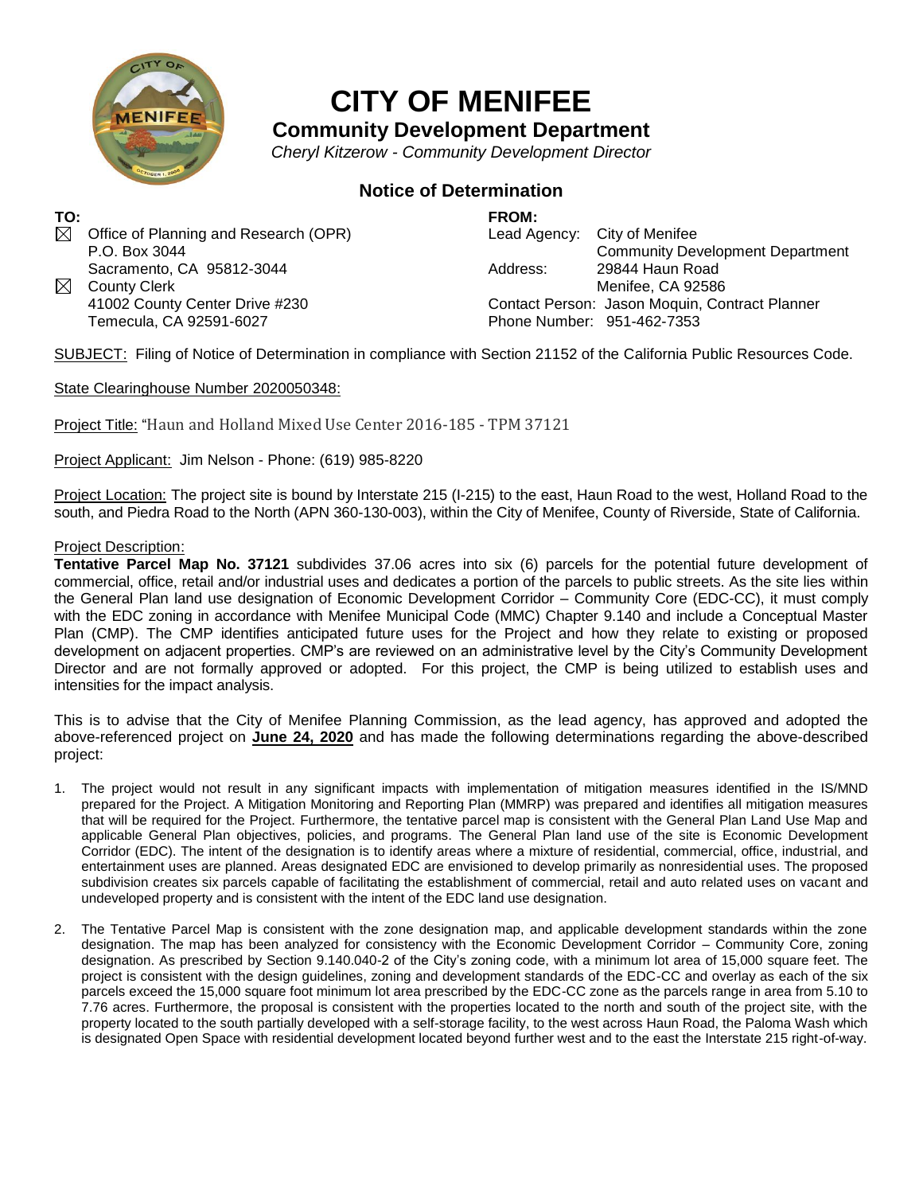# CITY OF MENIFEE

## Community Development Department

*Cheryl Kitzerow - Community Development Director*

### Notice of Determination

**TO:**

☒ Office of Planning and Research (OPR)
P.O. Box 3044
Sacramento, CA 95812-3044

☒ County Clerk
41002 County Center Drive #230
Temecula, CA 92591-6027

**FROM:**

Lead Agency: City of Menifee
Community Development Department
Address: 29844 Haun Road
Menifee, CA 92586
Contact Person: Jason Moquin, Contract Planner
Phone Number: 951-462-7353

SUBJECT: Filing of Notice of Determination in compliance with Section 21152 of the California Public Resources Code.

State Clearinghouse Number 2020050348:

Project Title: "Haun and Holland Mixed Use Center 2016-185 - TPM 37121

Project Applicant: Jim Nelson - Phone: (619) 985-8220

Project Location: The project site is bound by Interstate 215 (I-215) to the east, Haun Road to the west, Holland Road to the south, and Piedra Road to the North (APN 360-130-003), within the City of Menifee, County of Riverside, State of California.

Project Description:
**Tentative Parcel Map No. 37121** subdivides 37.06 acres into six (6) parcels for the potential future development of commercial, office, retail and/or industrial uses and dedicates a portion of the parcels to public streets. As the site lies within the General Plan land use designation of Economic Development Corridor – Community Core (EDC-CC), it must comply with the EDC zoning in accordance with Menifee Municipal Code (MMC) Chapter 9.140 and include a Conceptual Master Plan (CMP). The CMP identifies anticipated future uses for the Project and how they relate to existing or proposed development on adjacent properties. CMP's are reviewed on an administrative level by the City's Community Development Director and are not formally approved or adopted. For this project, the CMP is being utilized to establish uses and intensities for the impact analysis.

This is to advise that the City of Menifee Planning Commission, as the lead agency, has approved and adopted the above-referenced project on **June 24, 2020** and has made the following determinations regarding the above-described project:

1. The project would not result in any significant impacts with implementation of mitigation measures identified in the IS/MND prepared for the Project. A Mitigation Monitoring and Reporting Plan (MMRP) was prepared and identifies all mitigation measures that will be required for the Project. Furthermore, the tentative parcel map is consistent with the General Plan Land Use Map and applicable General Plan objectives, policies, and programs. The General Plan land use of the site is Economic Development Corridor (EDC). The intent of the designation is to identify areas where a mixture of residential, commercial, office, industrial, and entertainment uses are planned. Areas designated EDC are envisioned to develop primarily as nonresidential uses. The proposed subdivision creates six parcels capable of facilitating the establishment of commercial, retail and auto related uses on vacant and undeveloped property and is consistent with the intent of the EDC land use designation.

2. The Tentative Parcel Map is consistent with the zone designation map, and applicable development standards within the zone designation. The map has been analyzed for consistency with the Economic Development Corridor – Community Core, zoning designation. As prescribed by Section 9.140.040-2 of the City's zoning code, with a minimum lot area of 15,000 square feet. The project is consistent with the design guidelines, zoning and development standards of the EDC-CC and overlay as each of the six parcels exceed the 15,000 square foot minimum lot area prescribed by the EDC-CC zone as the parcels range in area from 5.10 to 7.76 acres. Furthermore, the proposal is consistent with the properties located to the north and south of the project site, with the property located to the south partially developed with a self-storage facility, to the west across Haun Road, the Paloma Wash which is designated Open Space with residential development located beyond further west and to the east the Interstate 215 right-of-way.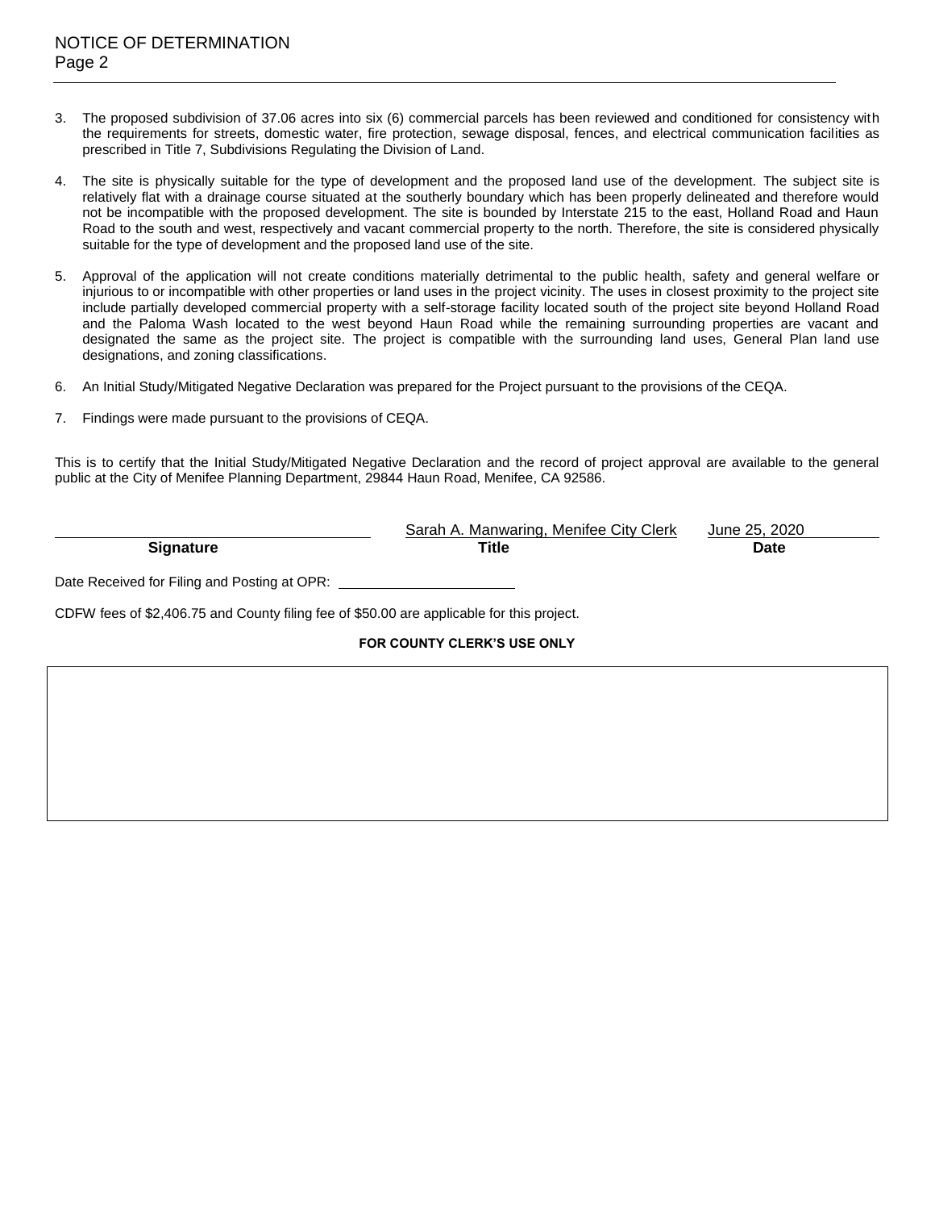3. The proposed subdivision of 37.06 acres into six (6) commercial parcels has been reviewed and conditioned for consistency with the requirements for streets, domestic water, fire protection, sewage disposal, fences, and electrical communication facilities as prescribed in Title 7, Subdivisions Regulating the Division of Land.

4. The site is physically suitable for the type of development and the proposed land use of the development. The subject site is relatively flat with a drainage course situated at the southerly boundary which has been properly delineated and therefore would not be incompatible with the proposed development. The site is bounded by Interstate 215 to the east, Holland Road and Haun Road to the south and west, respectively and vacant commercial property to the north. Therefore, the site is considered physically suitable for the type of development and the proposed land use of the site.

5. Approval of the application will not create conditions materially detrimental to the public health, safety and general welfare or injurious to or incompatible with other properties or land uses in the project vicinity. The uses in closest proximity to the project site include partially developed commercial property with a self-storage facility located south of the project site beyond Holland Road and the Paloma Wash located to the west beyond Haun Road while the remaining surrounding properties are vacant and designated the same as the project site. The project is compatible with the surrounding land uses, General Plan land use designations, and zoning classifications.

6. An Initial Study/Mitigated Negative Declaration was prepared for the Project pursuant to the provisions of the CEQA.

7. Findings were made pursuant to the provisions of CEQA.

This is to certify that the Initial Study/Mitigated Negative Declaration and the record of project approval are available to the general public at the City of Menifee Planning Department, 29844 Haun Road, Menifee, CA 92586.

| | | |
|---|---|---|
| | Sarah A. Manwaring, Menifee City Clerk | June 25, 2020 |
| **Signature** | **Title** | **Date** |

Date Received for Filing and Posting at OPR: ______________________

CDFW fees of $2,406.75 and County filing fee of $50.00 are applicable for this project.

**FOR COUNTY CLERK'S USE ONLY**